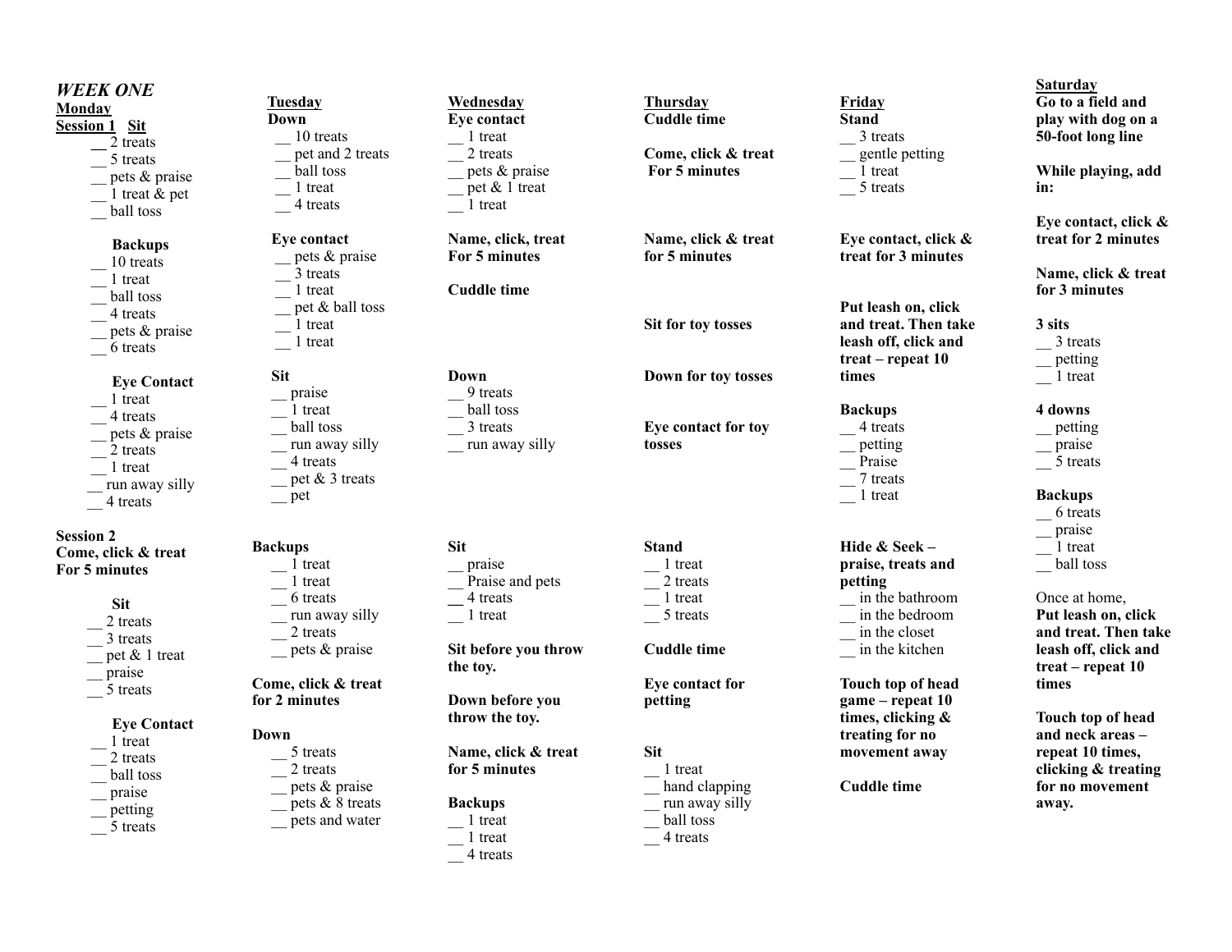*WEEK ONE*

**Monday**

**Session 1 Sit**

__ 2 treats
__ 5 treats
__ pets & praise
__ 1 treat & pet
__ ball toss

**Backups**

__ 10 treats
__ 1 treat
__ ball toss
__ 4 treats
__ pets & praise
__ 6 treats

**Eye Contact**

__ 1 treat
__ 4 treats
__ pets & praise
__ 2 treats
__ 1 treat
__ run away silly
__ 4 treats

**Session 2**

**Come, click & treat For 5 minutes**

**Sit**

__ 2 treats
__ 3 treats
__ pet & 1 treat
__ praise
__ 5 treats

**Eye Contact**

__ 1 treat
__ 2 treats
__ ball toss
__ praise
__ petting
__ 5 treats

**Tuesday**

**Down**

__ 10 treats
__ pet and 2 treats
__ ball toss
__ 1 treat
__ 4 treats

**Eye contact**

__ pets & praise
__ 3 treats
__ 1 treat
__ pet & ball toss
__ 1 treat
__ 1 treat

**Sit**

__ praise
__ 1 treat
__ ball toss
__ run away silly
__ 4 treats
__ pet & 3 treats
__ pet

**Backups**

__ 1 treat
__ 1 treat
__ 6 treats
__ run away silly
__ 2 treats
__ pets & praise

**Come, click & treat for 2 minutes**

**Down**

__ 5 treats
__ 2 treats
__ pets & praise
__ pets & 8 treats
__ pets and water

**Wednesday**

**Eye contact**

__ 1 treat
__ 2 treats
__ pets & praise
__ pet & 1 treat
__ 1 treat

**Name, click, treat For 5 minutes**

**Cuddle time**

**Down**

__ 9 treats
__ ball toss
__ 3 treats
__ run away silly

**Sit**

__ praise
__ Praise and pets
__ 4 treats
__ 1 treat

**Sit before you throw the toy.**

**Down before you throw the toy.**

**Name, click & treat for 5 minutes**

**Backups**

__ 1 treat
__ 1 treat
__ 4 treats

**Thursday**

**Cuddle time**

**Come, click & treat For 5 minutes**

**Name, click & treat for 5 minutes**

**Sit for toy tosses**

**Down for toy tosses**

**Eye contact for toy tosses**

**Stand**

__ 1 treat
__ 2 treats
__ 1 treat
__ 5 treats

**Cuddle time**

**Eye contact for petting**

**Sit**

__ 1 treat
__ hand clapping
__ run away silly
__ ball toss
__ 4 treats

**Friday**

**Stand**

__ 3 treats
__ gentle petting
__ 1 treat
__ 5 treats

**Eye contact, click & treat for 3 minutes**

**Put leash on, click and treat. Then take leash off, click and treat – repeat 10 times**

**Backups**

__ 4 treats
__ petting
__ Praise
__ 7 treats
__ 1 treat

**Hide & Seek – praise, treats and petting**

__ in the bathroom
__ in the bedroom
__ in the closet
__ in the kitchen

**Touch top of head game – repeat 10 times, clicking & treating for no movement away**

**Cuddle time**

**Saturday**

**Go to a field and play with dog on a 50-foot long line**

**While playing, add in:**

**Eye contact, click & treat for 2 minutes**

**Name, click & treat for 3 minutes**

**3 sits**

__ 3 treats
__ petting
__ 1 treat

**4 downs**

__ petting
__ praise
__ 5 treats

**Backups**

__ 6 treats
__ praise
__ 1 treat
__ ball toss

Once at home,

**Put leash on, click and treat. Then take leash off, click and treat – repeat 10 times**

**Touch top of head and neck areas – repeat 10 times, clicking & treating for no movement away.**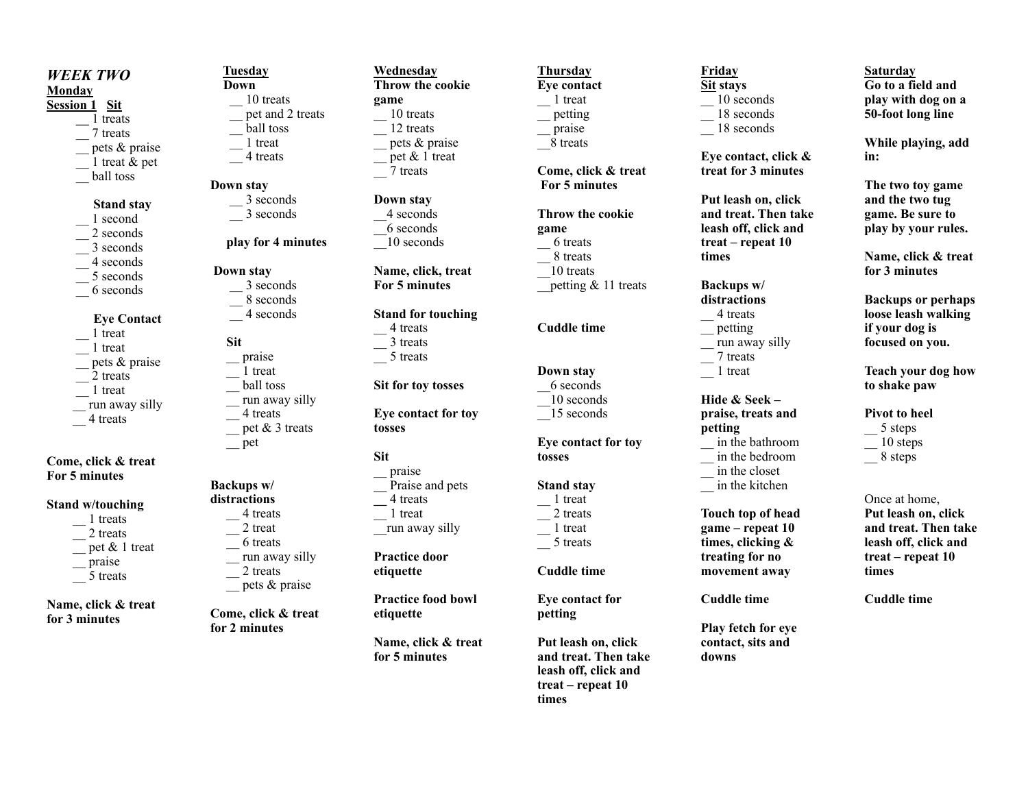# *WEEK TWO*

## Monday

**Session 1** **Sit**

- __ 1 treats
- __ 7 treats
- __ pets & praise
- __ 1 treat & pet
- __ ball toss

**Stand stay**

- __ 1 second
- __ 2 seconds
- __ 3 seconds
- __ 4 seconds
- __ 5 seconds
- __ 6 seconds

**Eye Contact**

- __ 1 treat
- __ 1 treat
- __ pets & praise
- __ 2 treats
- __ 1 treat
- __ run away silly
- __ 4 treats

**Come, click & treat For 5 minutes**

**Stand w/touching**

- __ 1 treats
- __ 2 treats
- __ pet & 1 treat
- __ praise
- __ 5 treats

**Name, click & treat for 3 minutes**

## Tuesday

**Down**

- __ 10 treats
- __ pet and 2 treats
- __ ball toss
- __ 1 treat
- __ 4 treats

**Down stay**

- __ 3 seconds
- __ 3 seconds

**play for 4 minutes**

**Down stay**

- __ 3 seconds
- __ 8 seconds
- __ 4 seconds

**Sit**

- __ praise
- __ 1 treat
- __ ball toss
- __ run away silly
- __ 4 treats
- __ pet & 3 treats
- __ pet

**Backups w/ distractions**

- __ 4 treats
- __ 2 treat
- __ 6 treats
- __ run away silly
- __ 2 treats
- __ pets & praise

**Come, click & treat for 2 minutes**

## Wednesday

**Throw the cookie game**

- __ 10 treats
- __ 12 treats
- __ pets & praise
- __ pet & 1 treat
- __ 7 treats

**Down stay**

- __4 seconds
- __6 seconds
- __10 seconds

**Name, click, treat For 5 minutes**

**Stand for touching**

- __ 4 treats
- __ 3 treats
- __ 5 treats

**Sit for toy tosses**

**Eye contact for toy tosses**

**Sit**

- __ praise
- __ Praise and pets
- __ 4 treats
- __ 1 treat
- __run away silly

**Practice door etiquette**

**Practice food bowl etiquette**

**Name, click & treat for 5 minutes**

## Thursday

**Eye contact**

- __ 1 treat
- __ petting
- __ praise
- __8 treats

**Come, click & treat For 5 minutes**

**Throw the cookie game**

- __ 6 treats
- __ 8 treats
- __10 treats
- __petting & 11 treats

**Cuddle time**

**Down stay**

- __6 seconds
- __10 seconds
- __15 seconds

**Eye contact for toy tosses**

**Stand stay**

- __ 1 treat
- __ 2 treats
- __ 1 treat
- __ 5 treats

**Cuddle time**

**Eye contact for petting**

**Put leash on, click and treat. Then take leash off, click and treat – repeat 10 times**

## Friday

**Sit stays**

- __ 10 seconds
- __ 18 seconds
- __ 18 seconds

**Eye contact, click & treat for 3 minutes**

**Put leash on, click and treat. Then take leash off, click and treat – repeat 10 times**

**Backups w/ distractions**

- __ 4 treats
- __ petting
- __ run away silly
- __ 7 treats
- __ 1 treat

**Hide & Seek – praise, treats and petting**

- __ in the bathroom
- __ in the bedroom
- __ in the closet
- __ in the kitchen

**Touch top of head game – repeat 10 times, clicking & treating for no movement away**

**Cuddle time**

**Play fetch for eye contact, sits and downs**

## Saturday

**Go to a field and play with dog on a 50-foot long line**

**While playing, add in:**

**The two toy game and the two tug game. Be sure to play by your rules.**

**Name, click & treat for 3 minutes**

**Backups or perhaps loose leash walking if your dog is focused on you.**

**Teach your dog how to shake paw**

**Pivot to heel**

- __ 5 steps
- __ 10 steps
- __ 8 steps

Once at home,
**Put leash on, click and treat. Then take leash off, click and treat – repeat 10 times**

**Cuddle time**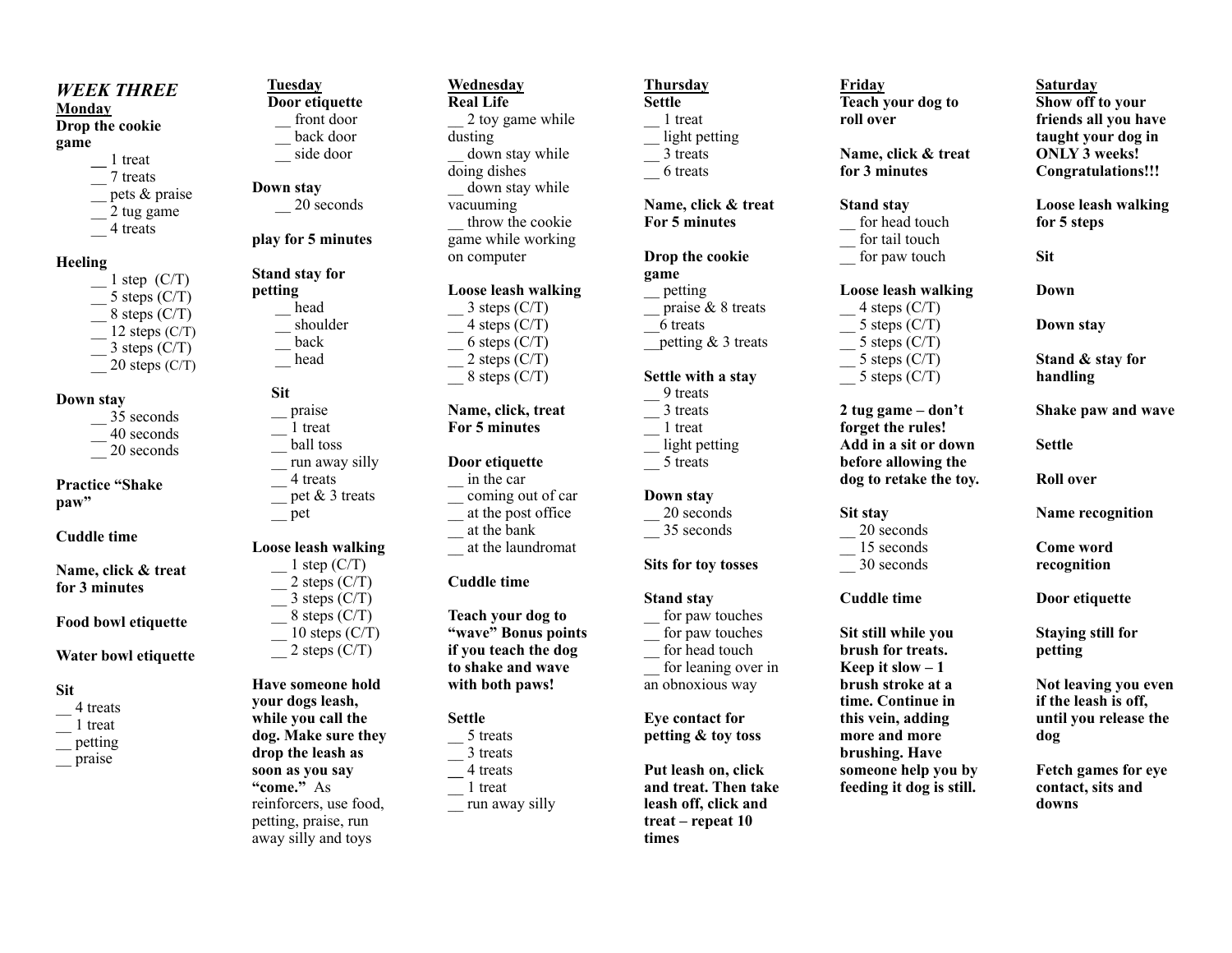## *WEEK THREE*

### Monday

**Drop the cookie game**

- __ 1 treat
- __ 7 treats
- __ pets & praise
- __ 2 tug game
- __ 4 treats

**Heeling**

- __ 1 step (C/T)
- __ 5 steps (C/T)
- __ 8 steps (C/T)
- __ 12 steps (C/T)
- __ 3 steps (C/T)
- __ 20 steps (C/T)

**Down stay**

- __ 35 seconds
- __ 40 seconds
- __ 20 seconds

**Practice "Shake paw"**

**Cuddle time**

**Name, click & treat for 3 minutes**

**Food bowl etiquette**

**Water bowl etiquette**

**Sit**

- __ 4 treats
- __ 1 treat
- __ petting
- __ praise

### Tuesday

**Door etiquette**

- __ front door
- __ back door
- __ side door

**Down stay**

- __ 20 seconds

**play for 5 minutes**

**Stand stay for petting**

- __ head
- __ shoulder
- __ back
- __ head

**Sit**

- __ praise
- __ 1 treat
- __ ball toss
- __ run away silly
- __ 4 treats
- __ pet & 3 treats
- __ pet

**Loose leash walking**

- __ 1 step (C/T)
- __ 2 steps (C/T)
- __ 3 steps (C/T)
- __ 8 steps (C/T)
- __ 10 steps (C/T)
- __ 2 steps (C/T)

**Have someone hold your dogs leash, while you call the dog. Make sure they drop the leash as soon as you say "come."** As reinforcers, use food, petting, praise, run away silly and toys

### Wednesday

**Real Life**

- __ 2 toy game while dusting
- __ down stay while doing dishes
- __ down stay while vacuuming
- __ throw the cookie game while working on computer

**Loose leash walking**

- __ 3 steps (C/T)
- __ 4 steps (C/T)
- __ 6 steps (C/T)
- __ 2 steps (C/T)
- __ 8 steps (C/T)

**Name, click, treat For 5 minutes**

**Door etiquette**

- __ in the car
- __ coming out of car
- __ at the post office
- __ at the bank
- __ at the laundromat

**Cuddle time**

**Teach your dog to "wave" Bonus points if you teach the dog to shake and wave with both paws!**

**Settle**

- __ 5 treats
- __ 3 treats
- __ 4 treats
- __ 1 treat
- __ run away silly

### Thursday

**Settle**

- __ 1 treat
- __ light petting
- __ 3 treats
- __ 6 treats

**Name, click & treat For 5 minutes**

**Drop the cookie game**

- __ petting
- __ praise & 8 treats
- __ 6 treats
- __ petting & 3 treats

**Settle with a stay**

- __ 9 treats
- __ 3 treats
- __ 1 treat
- __ light petting
- __ 5 treats

**Down stay**

- __ 20 seconds
- __ 35 seconds

**Sits for toy tosses**

**Stand stay**

- __ for paw touches
- __ for paw touches
- __ for head touch
- __ for leaning over in an obnoxious way

**Eye contact for petting & toy toss**

**Put leash on, click and treat. Then take leash off, click and treat – repeat 10 times**

### Friday

**Teach your dog to roll over**

**Name, click & treat for 3 minutes**

**Stand stay**

- __ for head touch
- __ for tail touch
- __ for paw touch

**Loose leash walking**

- __ 4 steps (C/T)
- __ 5 steps (C/T)
- __ 5 steps (C/T)
- __ 5 steps (C/T)
- __ 5 steps (C/T)

**2 tug game – don't forget the rules! Add in a sit or down before allowing the dog to retake the toy.**

**Sit stay**

- __ 20 seconds
- __ 15 seconds
- __ 30 seconds

**Cuddle time**

**Sit still while you brush for treats. Keep it slow – 1 brush stroke at a time. Continue in this vein, adding more and more brushing. Have someone help you by feeding it dog is still.**

### Saturday

**Show off to your friends all you have taught your dog in ONLY 3 weeks! Congratulations!!!**

**Loose leash walking for 5 steps**

**Sit**

**Down**

**Down stay**

**Stand & stay for handling**

**Shake paw and wave**

**Settle**

**Roll over**

**Name recognition**

**Come word recognition**

**Door etiquette**

**Staying still for petting**

**Not leaving you even if the leash is off, until you release the dog**

**Fetch games for eye contact, sits and downs**